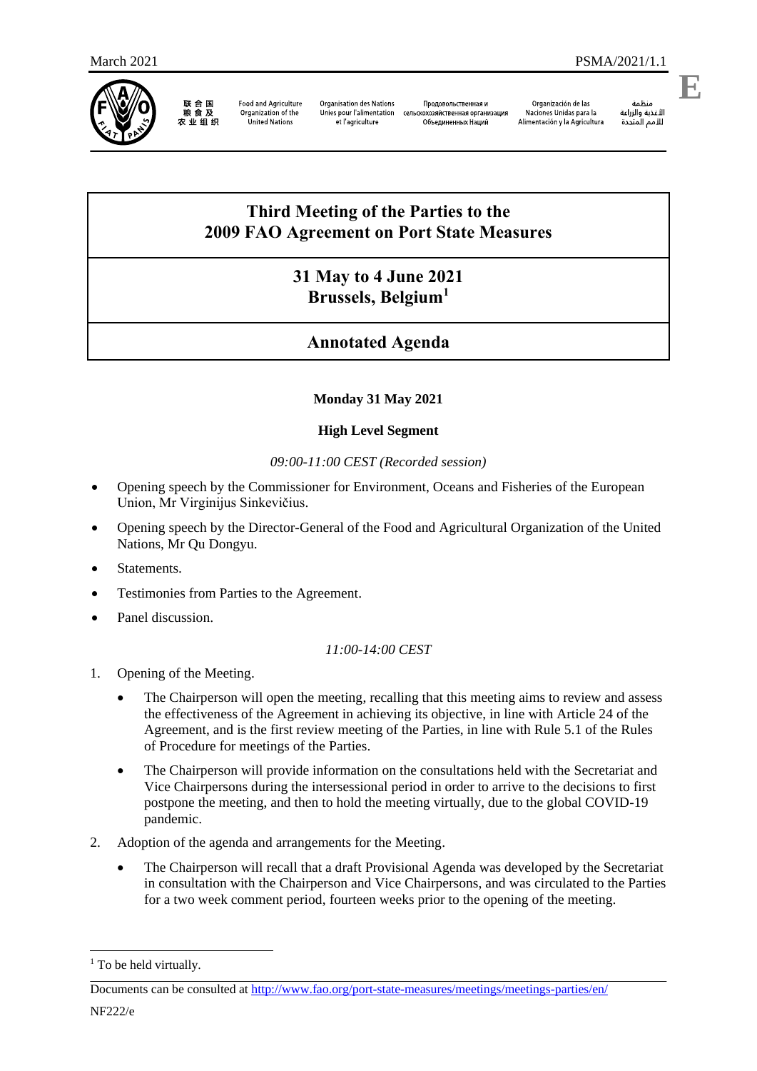March 2021 PSMA/2021/1.1

联合国粮食及农业组织 | Food and Agriculture Organization of the United Nations | Organisation des Nations Unies pour l'alimentation et l'agriculture | Продовольственная и сельскохозяйственная организация Объединенных Наций | Organización de las Naciones Unidas para la Alimentación y la Agricultura | منظمة الأغذية والزراعة للأمم المتحدة

# Third Meeting of the Parties to the 2009 FAO Agreement on Port State Measures

## 31 May to 4 June 2021 Brussels, Belgium[1]

## Annotated Agenda

**Monday 31 May 2021**

**High Level Segment**

*09:00-11:00 CEST (Recorded session)*

- Opening speech by the Commissioner for Environment, Oceans and Fisheries of the European Union, Mr Virginijus Sinkevičius.
- Opening speech by the Director-General of the Food and Agricultural Organization of the United Nations, Mr Qu Dongyu.
- Statements.
- Testimonies from Parties to the Agreement.
- Panel discussion.

*11:00-14:00 CEST*

1. Opening of the Meeting.
   - The Chairperson will open the meeting, recalling that this meeting aims to review and assess the effectiveness of the Agreement in achieving its objective, in line with Article 24 of the Agreement, and is the first review meeting of the Parties, in line with Rule 5.1 of the Rules of Procedure for meetings of the Parties.
   - The Chairperson will provide information on the consultations held with the Secretariat and Vice Chairpersons during the intersessional period in order to arrive to the decisions to first postpone the meeting, and then to hold the meeting virtually, due to the global COVID-19 pandemic.
2. Adoption of the agenda and arrangements for the Meeting.
   - The Chairperson will recall that a draft Provisional Agenda was developed by the Secretariat in consultation with the Chairperson and Vice Chairpersons, and was circulated to the Parties for a two week comment period, fourteen weeks prior to the opening of the meeting.

[1] To be held virtually.

Documents can be consulted at http://www.fao.org/port-state-measures/meetings/meetings-parties/en/

NF222/e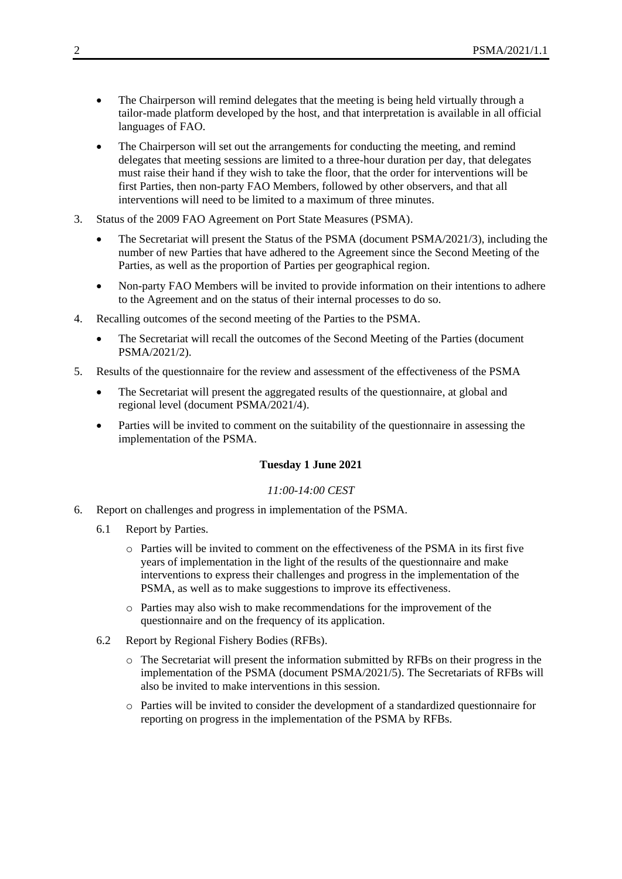- The Chairperson will remind delegates that the meeting is being held virtually through a tailor-made platform developed by the host, and that interpretation is available in all official languages of FAO.
- The Chairperson will set out the arrangements for conducting the meeting, and remind delegates that meeting sessions are limited to a three-hour duration per day, that delegates must raise their hand if they wish to take the floor, that the order for interventions will be first Parties, then non-party FAO Members, followed by other observers, and that all interventions will need to be limited to a maximum of three minutes.

3. Status of the 2009 FAO Agreement on Port State Measures (PSMA).
   - The Secretariat will present the Status of the PSMA (document PSMA/2021/3), including the number of new Parties that have adhered to the Agreement since the Second Meeting of the Parties, as well as the proportion of Parties per geographical region.
   - Non-party FAO Members will be invited to provide information on their intentions to adhere to the Agreement and on the status of their internal processes to do so.
4. Recalling outcomes of the second meeting of the Parties to the PSMA.
   - The Secretariat will recall the outcomes of the Second Meeting of the Parties (document PSMA/2021/2).
5. Results of the questionnaire for the review and assessment of the effectiveness of the PSMA
   - The Secretariat will present the aggregated results of the questionnaire, at global and regional level (document PSMA/2021/4).
   - Parties will be invited to comment on the suitability of the questionnaire in assessing the implementation of the PSMA.

**Tuesday 1 June 2021**

*11:00-14:00 CEST*

6. Report on challenges and progress in implementation of the PSMA.

   6.1 Report by Parties.
   - Parties will be invited to comment on the effectiveness of the PSMA in its first five years of implementation in the light of the results of the questionnaire and make interventions to express their challenges and progress in the implementation of the PSMA, as well as to make suggestions to improve its effectiveness.
   - Parties may also wish to make recommendations for the improvement of the questionnaire and on the frequency of its application.

   6.2 Report by Regional Fishery Bodies (RFBs).
   - The Secretariat will present the information submitted by RFBs on their progress in the implementation of the PSMA (document PSMA/2021/5). The Secretariats of RFBs will also be invited to make interventions in this session.
   - Parties will be invited to consider the development of a standardized questionnaire for reporting on progress in the implementation of the PSMA by RFBs.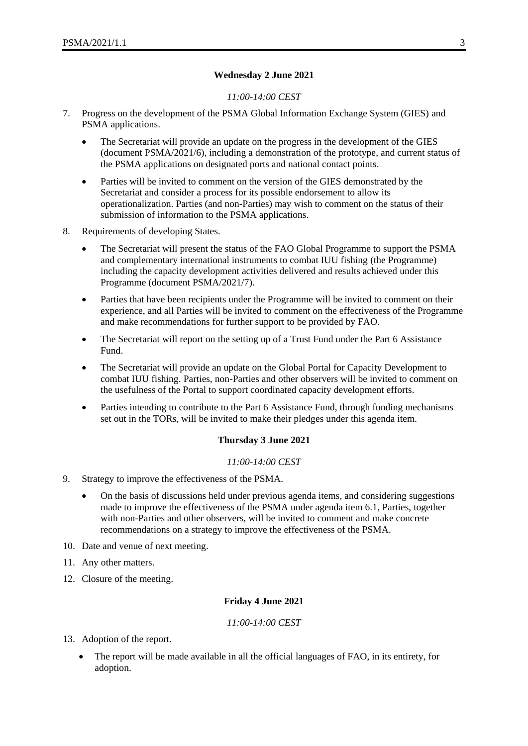**Wednesday 2 June 2021**

*11:00-14:00 CEST*

7. Progress on the development of the PSMA Global Information Exchange System (GIES) and PSMA applications.
   - The Secretariat will provide an update on the progress in the development of the GIES (document PSMA/2021/6), including a demonstration of the prototype, and current status of the PSMA applications on designated ports and national contact points.
   - Parties will be invited to comment on the version of the GIES demonstrated by the Secretariat and consider a process for its possible endorsement to allow its operationalization. Parties (and non-Parties) may wish to comment on the status of their submission of information to the PSMA applications.
8. Requirements of developing States.
   - The Secretariat will present the status of the FAO Global Programme to support the PSMA and complementary international instruments to combat IUU fishing (the Programme) including the capacity development activities delivered and results achieved under this Programme (document PSMA/2021/7).
   - Parties that have been recipients under the Programme will be invited to comment on their experience, and all Parties will be invited to comment on the effectiveness of the Programme and make recommendations for further support to be provided by FAO.
   - The Secretariat will report on the setting up of a Trust Fund under the Part 6 Assistance Fund.
   - The Secretariat will provide an update on the Global Portal for Capacity Development to combat IUU fishing. Parties, non-Parties and other observers will be invited to comment on the usefulness of the Portal to support coordinated capacity development efforts.
   - Parties intending to contribute to the Part 6 Assistance Fund, through funding mechanisms set out in the TORs, will be invited to make their pledges under this agenda item.

**Thursday 3 June 2021**

*11:00-14:00 CEST*

9. Strategy to improve the effectiveness of the PSMA.
   - On the basis of discussions held under previous agenda items, and considering suggestions made to improve the effectiveness of the PSMA under agenda item 6.1, Parties, together with non-Parties and other observers, will be invited to comment and make concrete recommendations on a strategy to improve the effectiveness of the PSMA.
10. Date and venue of next meeting.
11. Any other matters.
12. Closure of the meeting.

**Friday 4 June 2021**

*11:00-14:00 CEST*

13. Adoption of the report.
    - The report will be made available in all the official languages of FAO, in its entirety, for adoption.